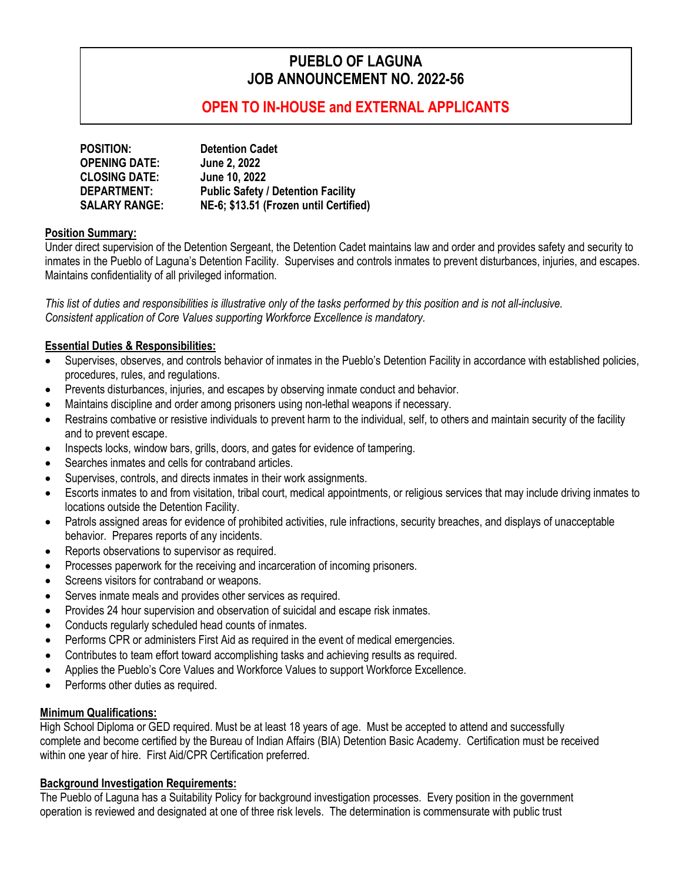# PUEBLO OF LAGUNA
# JOB ANNOUNCEMENT NO. 2022-56

## OPEN TO IN-HOUSE and EXTERNAL APPLICANTS

| | |
|---|---|
| **POSITION:** | **Detention Cadet** |
| **OPENING DATE:** | **June 2, 2022** |
| **CLOSING DATE:** | **June 10, 2022** |
| **DEPARTMENT:** | **Public Safety / Detention Facility** |
| **SALARY RANGE:** | **NE-6; $13.51 (Frozen until Certified)** |

**Position Summary:**

Under direct supervision of the Detention Sergeant, the Detention Cadet maintains law and order and provides safety and security to inmates in the Pueblo of Laguna's Detention Facility. Supervises and controls inmates to prevent disturbances, injuries, and escapes. Maintains confidentiality of all privileged information.

*This list of duties and responsibilities is illustrative only of the tasks performed by this position and is not all-inclusive. Consistent application of Core Values supporting Workforce Excellence is mandatory.*

**Essential Duties & Responsibilities:**

- Supervises, observes, and controls behavior of inmates in the Pueblo's Detention Facility in accordance with established policies, procedures, rules, and regulations.
- Prevents disturbances, injuries, and escapes by observing inmate conduct and behavior.
- Maintains discipline and order among prisoners using non-lethal weapons if necessary.
- Restrains combative or resistive individuals to prevent harm to the individual, self, to others and maintain security of the facility and to prevent escape.
- Inspects locks, window bars, grills, doors, and gates for evidence of tampering.
- Searches inmates and cells for contraband articles.
- Supervises, controls, and directs inmates in their work assignments.
- Escorts inmates to and from visitation, tribal court, medical appointments, or religious services that may include driving inmates to locations outside the Detention Facility.
- Patrols assigned areas for evidence of prohibited activities, rule infractions, security breaches, and displays of unacceptable behavior. Prepares reports of any incidents.
- Reports observations to supervisor as required.
- Processes paperwork for the receiving and incarceration of incoming prisoners.
- Screens visitors for contraband or weapons.
- Serves inmate meals and provides other services as required.
- Provides 24 hour supervision and observation of suicidal and escape risk inmates.
- Conducts regularly scheduled head counts of inmates.
- Performs CPR or administers First Aid as required in the event of medical emergencies.
- Contributes to team effort toward accomplishing tasks and achieving results as required.
- Applies the Pueblo's Core Values and Workforce Values to support Workforce Excellence.
- Performs other duties as required.

**Minimum Qualifications:**

High School Diploma or GED required. Must be at least 18 years of age. Must be accepted to attend and successfully complete and become certified by the Bureau of Indian Affairs (BIA) Detention Basic Academy. Certification must be received within one year of hire. First Aid/CPR Certification preferred.

**Background Investigation Requirements:**

The Pueblo of Laguna has a Suitability Policy for background investigation processes. Every position in the government operation is reviewed and designated at one of three risk levels. The determination is commensurate with public trust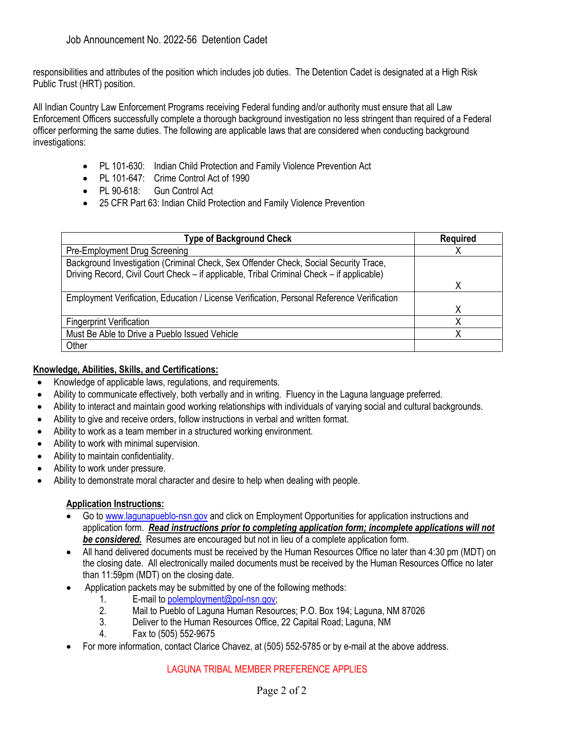responsibilities and attributes of the position which includes job duties. The Detention Cadet is designated at a High Risk Public Trust (HRT) position.

All Indian Country Law Enforcement Programs receiving Federal funding and/or authority must ensure that all Law Enforcement Officers successfully complete a thorough background investigation no less stringent than required of a Federal officer performing the same duties. The following are applicable laws that are considered when conducting background investigations:

- PL 101-630: Indian Child Protection and Family Violence Prevention Act
- PL 101-647: Crime Control Act of 1990
- PL 90-618: Gun Control Act
- 25 CFR Part 63: Indian Child Protection and Family Violence Prevention

| Type of Background Check | Required |
|---|---|
| Pre-Employment Drug Screening | X |
| Background Investigation (Criminal Check, Sex Offender Check, Social Security Trace, Driving Record, Civil Court Check – if applicable, Tribal Criminal Check – if applicable) | X |
| Employment Verification, Education / License Verification, Personal Reference Verification | X |
| Fingerprint Verification | X |
| Must Be Able to Drive a Pueblo Issued Vehicle | X |
| Other | |

## Knowledge, Abilities, Skills, and Certifications:

- Knowledge of applicable laws, regulations, and requirements.
- Ability to communicate effectively, both verbally and in writing. Fluency in the Laguna language preferred.
- Ability to interact and maintain good working relationships with individuals of varying social and cultural backgrounds.
- Ability to give and receive orders, follow instructions in verbal and written format.
- Ability to work as a team member in a structured working environment.
- Ability to work with minimal supervision.
- Ability to maintain confidentiality.
- Ability to work under pressure.
- Ability to demonstrate moral character and desire to help when dealing with people.

## Application Instructions:

- Go to www.lagunapueblo-nsn.gov and click on Employment Opportunities for application instructions and application form. ***Read instructions prior to completing application form; incomplete applications will not be considered.*** Resumes are encouraged but not in lieu of a complete application form.
- All hand delivered documents must be received by the Human Resources Office no later than 4:30 pm (MDT) on the closing date. All electronically mailed documents must be received by the Human Resources Office no later than 11:59pm (MDT) on the closing date.
- Application packets may be submitted by one of the following methods:
  1. E-mail to polemployment@pol-nsn.gov;
  2. Mail to Pueblo of Laguna Human Resources; P.O. Box 194; Laguna, NM 87026
  3. Deliver to the Human Resources Office, 22 Capital Road; Laguna, NM
  4. Fax to (505) 552-9675
- For more information, contact Clarice Chavez, at (505) 552-5785 or by e-mail at the above address.

LAGUNA TRIBAL MEMBER PREFERENCE APPLIES